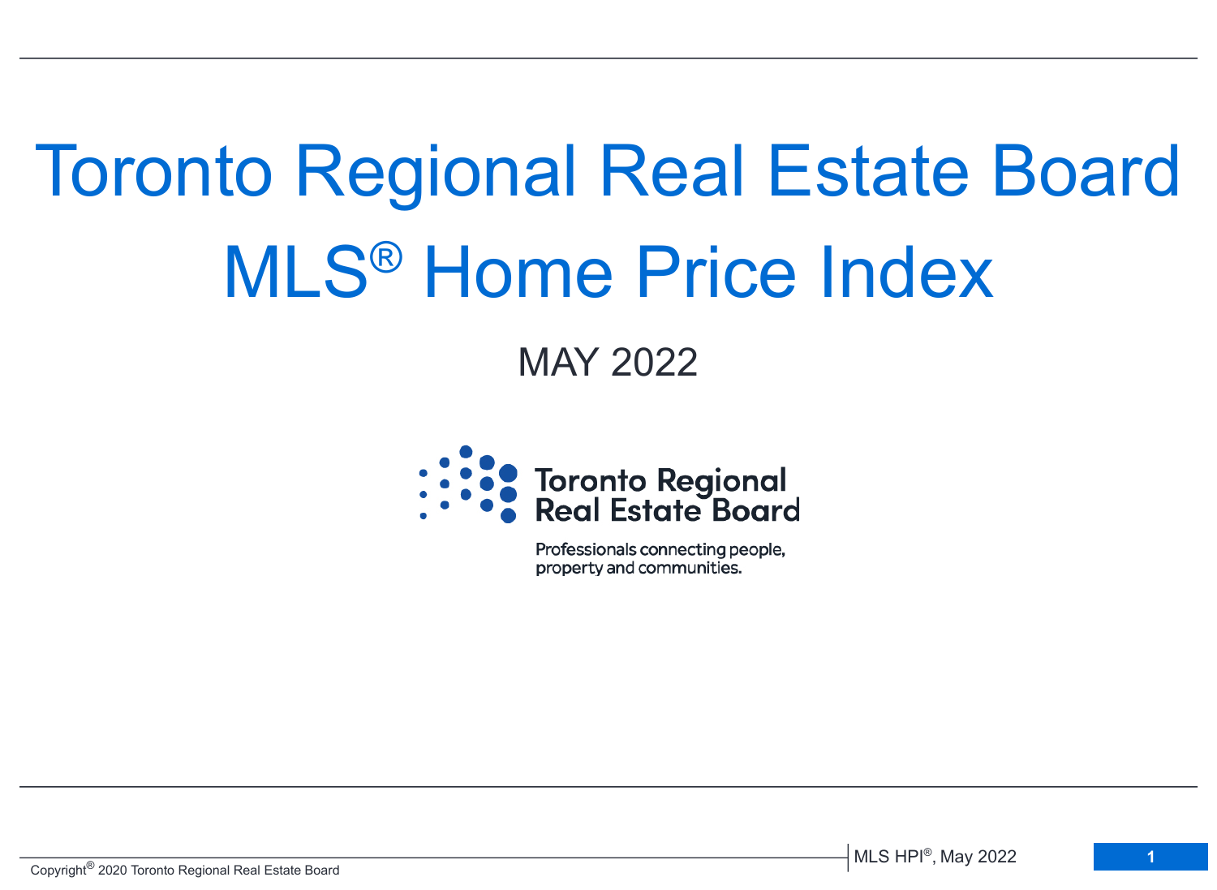# Toronto Regional Real Estate Board MLS® Home Price Index

## MAY 2022

Toronto Regional Real Estate Board

Professionals connecting people, property and communities.

Copyright® 2020 Toronto Regional Real Estate Board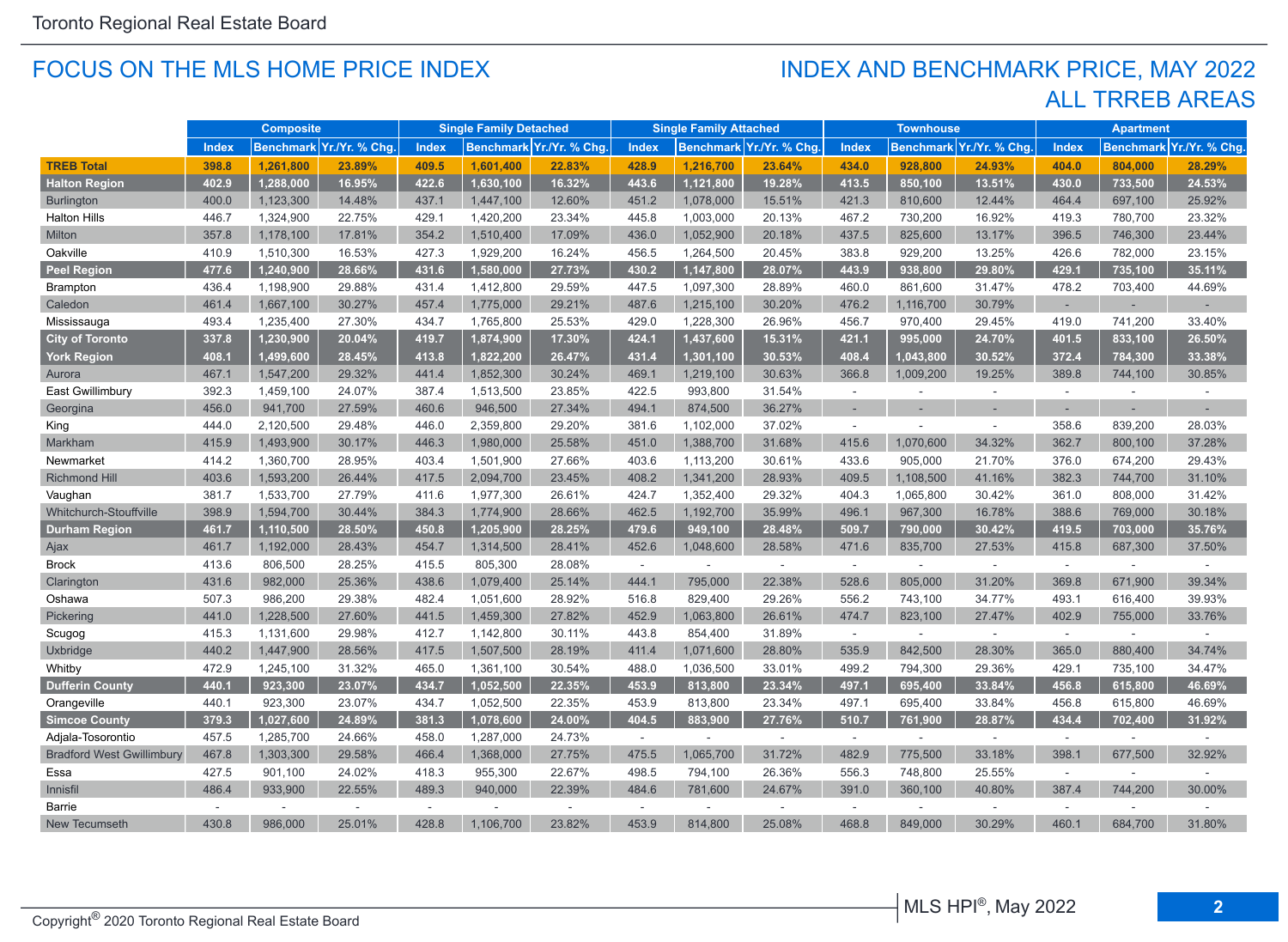# FOCUS ON THE MLS HOME PRICE INDEX

## INDEX AND BENCHMARK PRICE, MAY 2022
## ALL TRREB AREAS

| | Composite | | | Single Family Detached | | | Single Family Attached | | | Townhouse | | | Apartment | | |
|---|---|---|---|---|---|---|---|---|---|---|---|---|---|---|---|
| | Index | Benchmark | Yr./Yr. % Chg. | Index | Benchmark | Yr./Yr. % Chg. | Index | Benchmark | Yr./Yr. % Chg. | Index | Benchmark | Yr./Yr. % Chg. | Index | Benchmark | Yr./Yr. % Chg. |
| **TREB Total** | **398.8** | **1,261,800** | **23.89%** | **409.5** | **1,601,400** | **22.83%** | **428.9** | **1,216,700** | **23.64%** | **434.0** | **928,800** | **24.93%** | **404.0** | **804,000** | **28.29%** |
| **Halton Region** | **402.9** | **1,288,000** | **16.95%** | **422.6** | **1,630,100** | **16.32%** | **443.6** | **1,121,800** | **19.28%** | **413.5** | **850,100** | **13.51%** | **430.0** | **733,500** | **24.53%** |
| Burlington | 400.0 | 1,123,300 | 14.48% | 437.1 | 1,447,100 | 12.60% | 451.2 | 1,078,000 | 15.51% | 421.3 | 810,600 | 12.44% | 464.4 | 697,100 | 25.92% |
| Halton Hills | 446.7 | 1,324,900 | 22.75% | 429.1 | 1,420,200 | 23.34% | 445.8 | 1,003,000 | 20.13% | 467.2 | 730,200 | 16.92% | 419.3 | 780,700 | 23.32% |
| Milton | 357.8 | 1,178,100 | 17.81% | 354.2 | 1,510,400 | 17.09% | 436.0 | 1,052,900 | 20.18% | 437.5 | 825,600 | 13.17% | 396.5 | 746,300 | 23.44% |
| Oakville | 410.9 | 1,510,300 | 16.53% | 427.3 | 1,929,200 | 16.24% | 456.5 | 1,264,500 | 20.45% | 383.8 | 929,200 | 13.25% | 426.6 | 782,000 | 23.15% |
| **Peel Region** | **477.6** | **1,240,900** | **28.66%** | **431.6** | **1,580,000** | **27.73%** | **430.2** | **1,147,800** | **28.07%** | **443.9** | **938,800** | **29.80%** | **429.1** | **735,100** | **35.11%** |
| Brampton | 436.4 | 1,198,900 | 29.88% | 431.4 | 1,412,800 | 29.59% | 447.5 | 1,097,300 | 28.89% | 460.0 | 861,600 | 31.47% | 478.2 | 703,400 | 44.69% |
| Caledon | 461.4 | 1,667,100 | 30.27% | 457.4 | 1,775,000 | 29.21% | 487.6 | 1,215,100 | 30.20% | 476.2 | 1,116,700 | 30.79% | - | - | - |
| Mississauga | 493.4 | 1,235,400 | 27.30% | 434.7 | 1,765,800 | 25.53% | 429.0 | 1,228,300 | 26.96% | 456.7 | 970,400 | 29.45% | 419.0 | 741,200 | 33.40% |
| **City of Toronto** | **337.8** | **1,230,900** | **20.04%** | **419.7** | **1,874,900** | **17.30%** | **424.1** | **1,437,600** | **15.31%** | **421.1** | **995,000** | **24.70%** | **401.5** | **833,100** | **26.50%** |
| **York Region** | **408.1** | **1,499,600** | **28.45%** | **413.8** | **1,822,200** | **26.47%** | **431.4** | **1,301,100** | **30.53%** | **408.4** | **1,043,800** | **30.52%** | **372.4** | **784,300** | **33.38%** |
| Aurora | 467.1 | 1,547,200 | 29.32% | 441.4 | 1,852,300 | 30.24% | 469.1 | 1,219,100 | 30.63% | 366.8 | 1,009,200 | 19.25% | 389.8 | 744,100 | 30.85% |
| East Gwillimbury | 392.3 | 1,459,100 | 24.07% | 387.4 | 1,513,500 | 23.85% | 422.5 | 993,800 | 31.54% | - | - | - | - | - | - |
| Georgina | 456.0 | 941,700 | 27.59% | 460.6 | 946,500 | 27.34% | 494.1 | 874,500 | 36.27% | - | - | - | - | - | - |
| King | 444.0 | 2,120,500 | 29.48% | 446.0 | 2,359,800 | 29.20% | 381.6 | 1,102,000 | 37.02% | - | - | - | 358.6 | 839,200 | 28.03% |
| Markham | 415.9 | 1,493,900 | 30.17% | 446.3 | 1,980,000 | 25.58% | 451.0 | 1,388,700 | 31.68% | 415.6 | 1,070,600 | 34.32% | 362.7 | 800,100 | 37.28% |
| Newmarket | 414.2 | 1,360,700 | 28.95% | 403.4 | 1,501,900 | 27.66% | 403.6 | 1,113,200 | 30.61% | 433.6 | 905,000 | 21.70% | 376.0 | 674,200 | 29.43% |
| Richmond Hill | 403.6 | 1,593,200 | 26.44% | 417.5 | 2,094,700 | 23.45% | 408.2 | 1,341,200 | 28.93% | 409.5 | 1,108,500 | 41.16% | 382.3 | 744,700 | 31.10% |
| Vaughan | 381.7 | 1,533,700 | 27.79% | 411.6 | 1,977,300 | 26.61% | 424.7 | 1,352,400 | 29.32% | 404.3 | 1,065,800 | 30.42% | 361.0 | 808,000 | 31.42% |
| Whitchurch-Stouffville | 398.9 | 1,594,700 | 30.44% | 384.3 | 1,774,900 | 28.66% | 462.5 | 1,192,700 | 35.99% | 496.1 | 967,300 | 16.78% | 388.6 | 769,000 | 30.18% |
| **Durham Region** | **461.7** | **1,110,500** | **28.50%** | **450.8** | **1,205,900** | **28.25%** | **479.6** | **949,100** | **28.48%** | **509.7** | **790,000** | **30.42%** | **419.5** | **703,000** | **35.76%** |
| Ajax | 461.7 | 1,192,000 | 28.43% | 454.7 | 1,314,500 | 28.41% | 452.6 | 1,048,600 | 28.58% | 471.6 | 835,700 | 27.53% | 415.8 | 687,300 | 37.50% |
| Brock | 413.6 | 806,500 | 28.25% | 415.5 | 805,300 | 28.08% | - | - | - | - | - | - | - | - | - |
| Clarington | 431.6 | 982,000 | 25.36% | 438.6 | 1,079,400 | 25.14% | 444.1 | 795,000 | 22.38% | 528.6 | 805,000 | 31.20% | 369.8 | 671,900 | 39.34% |
| Oshawa | 507.3 | 986,200 | 29.38% | 482.4 | 1,051,600 | 28.92% | 516.8 | 829,400 | 29.26% | 556.2 | 743,100 | 34.77% | 493.1 | 616,400 | 39.93% |
| Pickering | 441.0 | 1,228,500 | 27.60% | 441.5 | 1,459,300 | 27.82% | 452.9 | 1,063,800 | 26.61% | 474.7 | 823,100 | 27.47% | 402.9 | 755,000 | 33.76% |
| Scugog | 415.3 | 1,131,600 | 29.98% | 412.7 | 1,142,800 | 30.11% | 443.8 | 854,400 | 31.89% | - | - | - | - | - | - |
| Uxbridge | 440.2 | 1,447,900 | 28.56% | 417.5 | 1,507,500 | 28.19% | 411.4 | 1,071,600 | 28.80% | 535.9 | 842,500 | 28.30% | 365.0 | 880,400 | 34.74% |
| Whitby | 472.9 | 1,245,100 | 31.32% | 465.0 | 1,361,100 | 30.54% | 488.0 | 1,036,500 | 33.01% | 499.2 | 794,300 | 29.36% | 429.1 | 735,100 | 34.47% |
| **Dufferin County** | **440.1** | **923,300** | **23.07%** | **434.7** | **1,052,500** | **22.35%** | **453.9** | **813,800** | **23.34%** | **497.1** | **695,400** | **33.84%** | **456.8** | **615,800** | **46.69%** |
| Orangeville | 440.1 | 923,300 | 23.07% | 434.7 | 1,052,500 | 22.35% | 453.9 | 813,800 | 23.34% | 497.1 | 695,400 | 33.84% | 456.8 | 615,800 | 46.69% |
| **Simcoe County** | **379.3** | **1,027,600** | **24.89%** | **381.3** | **1,078,600** | **24.00%** | **404.5** | **883,900** | **27.76%** | **510.7** | **761,900** | **28.87%** | **434.4** | **702,400** | **31.92%** |
| Adjala-Tosorontio | 457.5 | 1,285,700 | 24.66% | 458.0 | 1,287,000 | 24.73% | - | - | - | - | - | - | - | - | - |
| Bradford West Gwillimbury | 467.8 | 1,303,300 | 29.58% | 466.4 | 1,368,000 | 27.75% | 475.5 | 1,065,700 | 31.72% | 482.9 | 775,500 | 33.18% | 398.1 | 677,500 | 32.92% |
| Essa | 427.5 | 901,100 | 24.02% | 418.3 | 955,300 | 22.67% | 498.5 | 794,100 | 26.36% | 556.3 | 748,800 | 25.55% | - | - | - |
| Innisfil | 486.4 | 933,900 | 22.55% | 489.3 | 940,000 | 22.39% | 484.6 | 781,600 | 24.67% | 391.0 | 360,100 | 40.80% | 387.4 | 744,200 | 30.00% |
| Barrie | - | - | - | - | - | - | - | - | - | - | - | - | - | - | - |
| New Tecumseth | 430.8 | 986,000 | 25.01% | 428.8 | 1,106,700 | 23.82% | 453.9 | 814,800 | 25.08% | 468.8 | 849,000 | 30.29% | 460.1 | 684,700 | 31.80% |

MLS HPI®, May 2022

Copyright® 2020 Toronto Regional Real Estate Board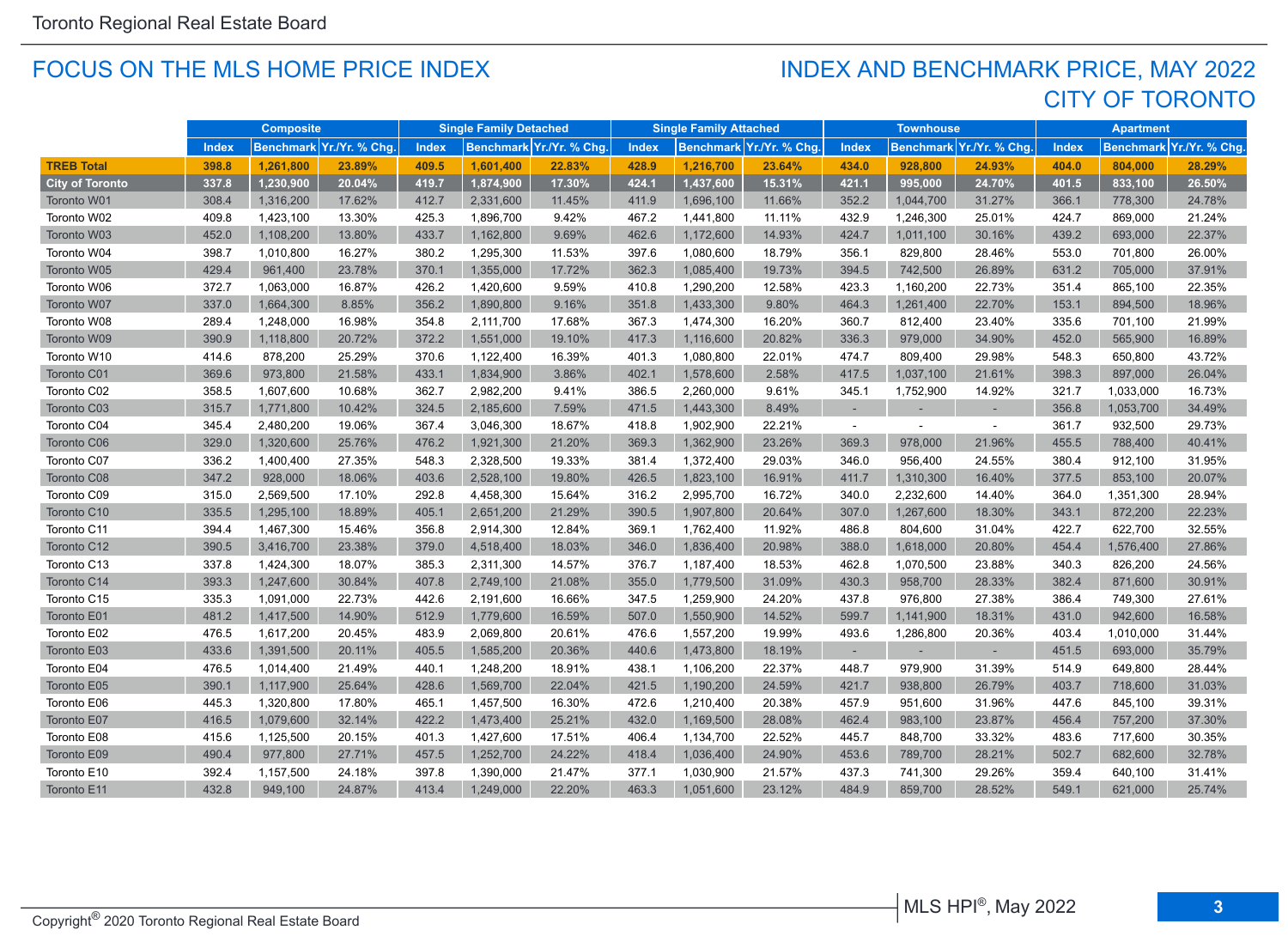## FOCUS ON THE MLS HOME PRICE INDEX

## INDEX AND BENCHMARK PRICE, MAY 2022
## CITY OF TORONTO

| | Composite | | | Single Family Detached | | | Single Family Attached | | | Townhouse | | | Apartment | | |
|---|---|---|---|---|---|---|---|---|---|---|---|---|---|---|---|
| | Index | Benchmark | Yr./Yr. % Chg. | Index | Benchmark | Yr./Yr. % Chg. | Index | Benchmark | Yr./Yr. % Chg. | Index | Benchmark | Yr./Yr. % Chg. | Index | Benchmark | Yr./Yr. % Chg. |
| **TREB Total** | **398.8** | **1,261,800** | **23.89%** | **409.5** | **1,601,400** | **22.83%** | **428.9** | **1,216,700** | **23.64%** | **434.0** | **928,800** | **24.93%** | **404.0** | **804,000** | **28.29%** |
| **City of Toronto** | **337.8** | **1,230,900** | **20.04%** | **419.7** | **1,874,900** | **17.30%** | **424.1** | **1,437,600** | **15.31%** | **421.1** | **995,000** | **24.70%** | **401.5** | **833,100** | **26.50%** |
| Toronto W01 | 308.4 | 1,316,200 | 17.62% | 412.7 | 2,331,600 | 11.45% | 411.9 | 1,696,100 | 11.66% | 352.2 | 1,044,700 | 31.27% | 366.1 | 778,300 | 24.78% |
| Toronto W02 | 409.8 | 1,423,100 | 13.30% | 425.3 | 1,896,700 | 9.42% | 467.2 | 1,441,800 | 11.11% | 432.9 | 1,246,300 | 25.01% | 424.7 | 869,000 | 21.24% |
| Toronto W03 | 452.0 | 1,108,200 | 13.80% | 433.7 | 1,162,800 | 9.69% | 462.6 | 1,172,600 | 14.93% | 424.7 | 1,011,100 | 30.16% | 439.2 | 693,000 | 22.37% |
| Toronto W04 | 398.7 | 1,010,800 | 16.27% | 380.2 | 1,295,300 | 11.53% | 397.6 | 1,080,600 | 18.79% | 356.1 | 829,800 | 28.46% | 553.0 | 701,800 | 26.00% |
| Toronto W05 | 429.4 | 961,400 | 23.78% | 370.1 | 1,355,000 | 17.72% | 362.3 | 1,085,400 | 19.73% | 394.5 | 742,500 | 26.89% | 631.2 | 705,000 | 37.91% |
| Toronto W06 | 372.7 | 1,063,000 | 16.87% | 426.2 | 1,420,600 | 9.59% | 410.8 | 1,290,200 | 12.58% | 423.3 | 1,160,200 | 22.73% | 351.4 | 865,100 | 22.35% |
| Toronto W07 | 337.0 | 1,664,300 | 8.85% | 356.2 | 1,890,800 | 9.16% | 351.8 | 1,433,300 | 9.80% | 464.3 | 1,261,400 | 22.70% | 153.1 | 894,500 | 18.96% |
| Toronto W08 | 289.4 | 1,248,000 | 16.98% | 354.8 | 2,111,700 | 17.68% | 367.3 | 1,474,300 | 16.20% | 360.7 | 812,400 | 23.40% | 335.6 | 701,100 | 21.99% |
| Toronto W09 | 390.9 | 1,118,800 | 20.72% | 372.2 | 1,551,000 | 19.10% | 417.3 | 1,116,600 | 20.82% | 336.3 | 979,000 | 34.90% | 452.0 | 565,900 | 16.89% |
| Toronto W10 | 414.6 | 878,200 | 25.29% | 370.6 | 1,122,400 | 16.39% | 401.3 | 1,080,800 | 22.01% | 474.7 | 809,400 | 29.98% | 548.3 | 650,800 | 43.72% |
| Toronto C01 | 369.6 | 973,800 | 21.58% | 433.1 | 1,834,900 | 3.86% | 402.1 | 1,578,600 | 2.58% | 417.5 | 1,037,100 | 21.61% | 398.3 | 897,000 | 26.04% |
| Toronto C02 | 358.5 | 1,607,600 | 10.68% | 362.7 | 2,982,200 | 9.41% | 386.5 | 2,260,000 | 9.61% | 345.1 | 1,752,900 | 14.92% | 321.7 | 1,033,000 | 16.73% |
| Toronto C03 | 315.7 | 1,771,800 | 10.42% | 324.5 | 2,185,600 | 7.59% | 471.5 | 1,443,300 | 8.49% | - | - | - | 356.8 | 1,053,700 | 34.49% |
| Toronto C04 | 345.4 | 2,480,200 | 19.06% | 367.4 | 3,046,300 | 18.67% | 418.8 | 1,902,900 | 22.21% | - | - | - | 361.7 | 932,500 | 29.73% |
| Toronto C06 | 329.0 | 1,320,600 | 25.76% | 476.2 | 1,921,300 | 21.20% | 369.3 | 1,362,900 | 23.26% | 369.3 | 978,000 | 21.96% | 455.5 | 788,400 | 40.41% |
| Toronto C07 | 336.2 | 1,400,400 | 27.35% | 548.3 | 2,328,500 | 19.33% | 381.4 | 1,372,400 | 29.03% | 346.0 | 956,400 | 24.55% | 380.4 | 912,100 | 31.95% |
| Toronto C08 | 347.2 | 928,000 | 18.06% | 403.6 | 2,528,100 | 19.80% | 426.5 | 1,823,100 | 16.91% | 411.7 | 1,310,300 | 16.40% | 377.5 | 853,100 | 20.07% |
| Toronto C09 | 315.0 | 2,569,500 | 17.10% | 292.8 | 4,458,300 | 15.64% | 316.2 | 2,995,700 | 16.72% | 340.0 | 2,232,600 | 14.40% | 364.0 | 1,351,300 | 28.94% |
| Toronto C10 | 335.5 | 1,295,100 | 18.89% | 405.1 | 2,651,200 | 21.29% | 390.5 | 1,907,800 | 20.64% | 307.0 | 1,267,600 | 18.30% | 343.1 | 872,200 | 22.23% |
| Toronto C11 | 394.4 | 1,467,300 | 15.46% | 356.8 | 2,914,300 | 12.84% | 369.1 | 1,762,400 | 11.92% | 486.8 | 804,600 | 31.04% | 422.7 | 622,700 | 32.55% |
| Toronto C12 | 390.5 | 3,416,700 | 23.38% | 379.0 | 4,518,400 | 18.03% | 346.0 | 1,836,400 | 20.98% | 388.0 | 1,618,000 | 20.80% | 454.4 | 1,576,400 | 27.86% |
| Toronto C13 | 337.8 | 1,424,300 | 18.07% | 385.3 | 2,311,300 | 14.57% | 376.7 | 1,187,400 | 18.53% | 462.8 | 1,070,500 | 23.88% | 340.3 | 826,200 | 24.56% |
| Toronto C14 | 393.3 | 1,247,600 | 30.84% | 407.8 | 2,749,100 | 21.08% | 355.0 | 1,779,500 | 31.09% | 430.3 | 958,700 | 28.33% | 382.4 | 871,600 | 30.91% |
| Toronto C15 | 335.3 | 1,091,000 | 22.73% | 442.6 | 2,191,600 | 16.66% | 347.5 | 1,259,900 | 24.20% | 437.8 | 976,800 | 27.38% | 386.4 | 749,300 | 27.61% |
| Toronto E01 | 481.2 | 1,417,500 | 14.90% | 512.9 | 1,779,600 | 16.59% | 507.0 | 1,550,900 | 14.52% | 599.7 | 1,141,900 | 18.31% | 431.0 | 942,600 | 16.58% |
| Toronto E02 | 476.5 | 1,617,200 | 20.45% | 483.9 | 2,069,800 | 20.61% | 476.6 | 1,557,200 | 19.99% | 493.6 | 1,286,800 | 20.36% | 403.4 | 1,010,000 | 31.44% |
| Toronto E03 | 433.6 | 1,391,500 | 20.11% | 405.5 | 1,585,200 | 20.36% | 440.6 | 1,473,800 | 18.19% | - | - | - | 451.5 | 693,000 | 35.79% |
| Toronto E04 | 476.5 | 1,014,400 | 21.49% | 440.1 | 1,248,200 | 18.91% | 438.1 | 1,106,200 | 22.37% | 448.7 | 979,900 | 31.39% | 514.9 | 649,800 | 28.44% |
| Toronto E05 | 390.1 | 1,117,900 | 25.64% | 428.6 | 1,569,700 | 22.04% | 421.5 | 1,190,200 | 24.59% | 421.7 | 938,800 | 26.79% | 403.7 | 718,600 | 31.03% |
| Toronto E06 | 445.3 | 1,320,800 | 17.80% | 465.1 | 1,457,500 | 16.30% | 472.6 | 1,210,400 | 20.38% | 457.9 | 951,600 | 31.96% | 447.6 | 845,100 | 39.31% |
| Toronto E07 | 416.5 | 1,079,600 | 32.14% | 422.2 | 1,473,400 | 25.21% | 432.0 | 1,169,500 | 28.08% | 462.4 | 983,100 | 23.87% | 456.4 | 757,200 | 37.30% |
| Toronto E08 | 415.6 | 1,125,500 | 20.15% | 401.3 | 1,427,600 | 17.51% | 406.4 | 1,134,700 | 22.52% | 445.7 | 848,700 | 33.32% | 483.6 | 717,600 | 30.35% |
| Toronto E09 | 490.4 | 977,800 | 27.71% | 457.5 | 1,252,700 | 24.22% | 418.4 | 1,036,400 | 24.90% | 453.6 | 789,700 | 28.21% | 502.7 | 682,600 | 32.78% |
| Toronto E10 | 392.4 | 1,157,500 | 24.18% | 397.8 | 1,390,000 | 21.47% | 377.1 | 1,030,900 | 21.57% | 437.3 | 741,300 | 29.26% | 359.4 | 640,100 | 31.41% |
| Toronto E11 | 432.8 | 949,100 | 24.87% | 413.4 | 1,249,000 | 22.20% | 463.3 | 1,051,600 | 23.12% | 484.9 | 859,700 | 28.52% | 549.1 | 621,000 | 25.74% |

Copyright® 2020 Toronto Regional Real Estate Board